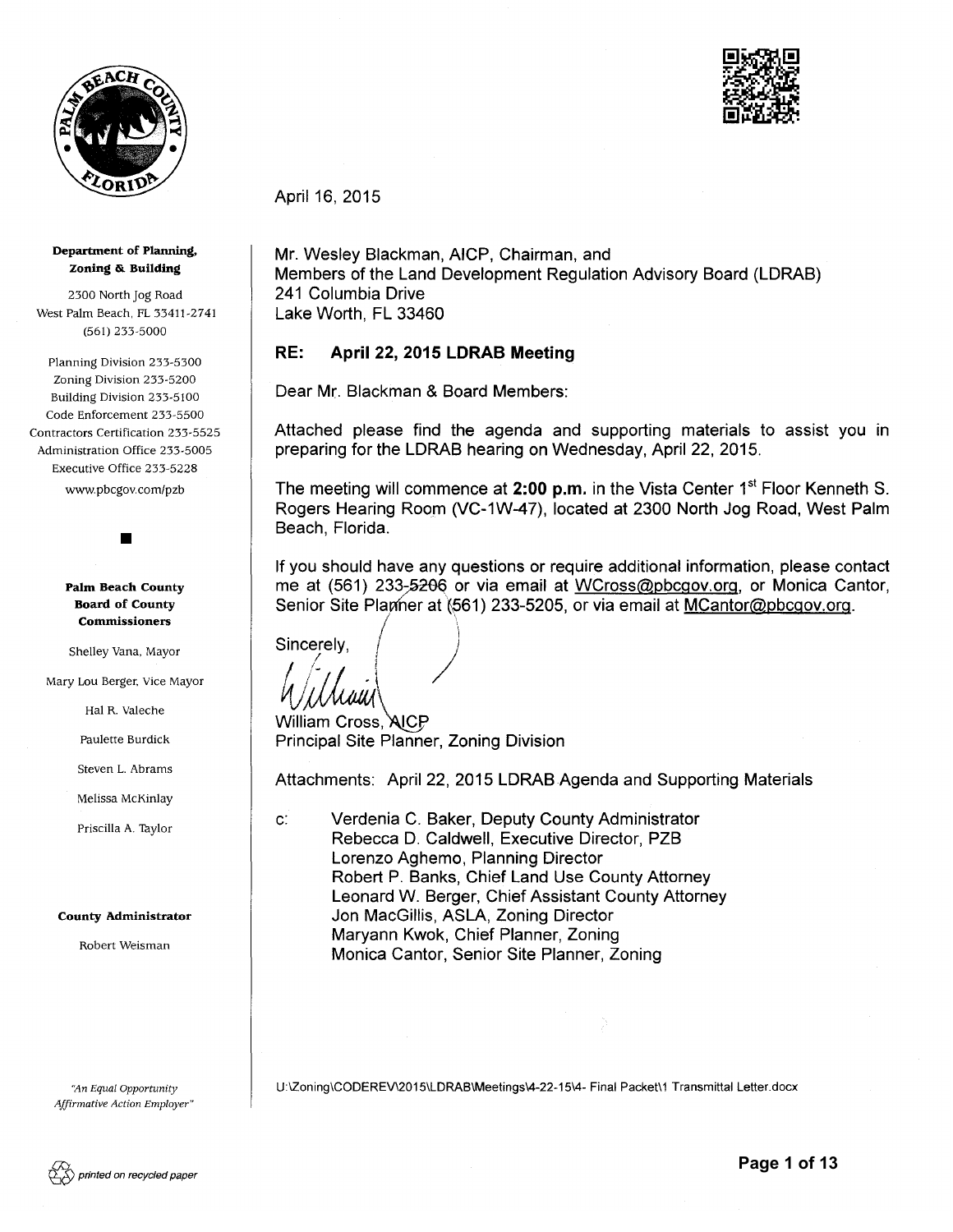**Department of Planning, Zoning & Building**

2300 North Jog Road
West Palm Beach, FL 33411-2741
(561) 233-5000

Planning Division 233-5300
Zoning Division 233-5200
Building Division 233-5100
Code Enforcement 233-5500
Contractors Certification 233-5525
Administration Office 233-5005
Executive Office 233-5228
www.pbcgov.com/pzb

**Palm Beach County Board of County Commissioners**

Shelley Vana, Mayor

Mary Lou Berger, Vice Mayor

Hal R. Valeche

Paulette Burdick

Steven L. Abrams

Melissa McKinlay

Priscilla A. Taylor

**County Administrator**

Robert Weisman

*"An Equal Opportunity Affirmative Action Employer"*

*printed on recycled paper*

April 16, 2015

Mr. Wesley Blackman, AICP, Chairman, and
Members of the Land Development Regulation Advisory Board (LDRAB)
241 Columbia Drive
Lake Worth, FL 33460

**RE: April 22, 2015 LDRAB Meeting**

Dear Mr. Blackman & Board Members:

Attached please find the agenda and supporting materials to assist you in preparing for the LDRAB hearing on Wednesday, April 22, 2015.

The meeting will commence at **2:00 p.m.** in the Vista Center 1st Floor Kenneth S. Rogers Hearing Room (VC-1W-47), located at 2300 North Jog Road, West Palm Beach, Florida.

If you should have any questions or require additional information, please contact me at (561) 233-5206 or via email at WCross@pbcgov.org, or Monica Cantor, Senior Site Planner at (561) 233-5205, or via email at MCantor@pbcgov.org.

Sincerely,

William Cross, AICP
Principal Site Planner, Zoning Division

Attachments: April 22, 2015 LDRAB Agenda and Supporting Materials

c: Verdenia C. Baker, Deputy County Administrator
Rebecca D. Caldwell, Executive Director, PZB
Lorenzo Aghemo, Planning Director
Robert P. Banks, Chief Land Use County Attorney
Leonard W. Berger, Chief Assistant County Attorney
Jon MacGillis, ASLA, Zoning Director
Maryann Kwok, Chief Planner, Zoning
Monica Cantor, Senior Site Planner, Zoning

U:\Zoning\CODEREV\2015\LDRAB\Meetings\4-22-15\4- Final Packet\1 Transmittal Letter.docx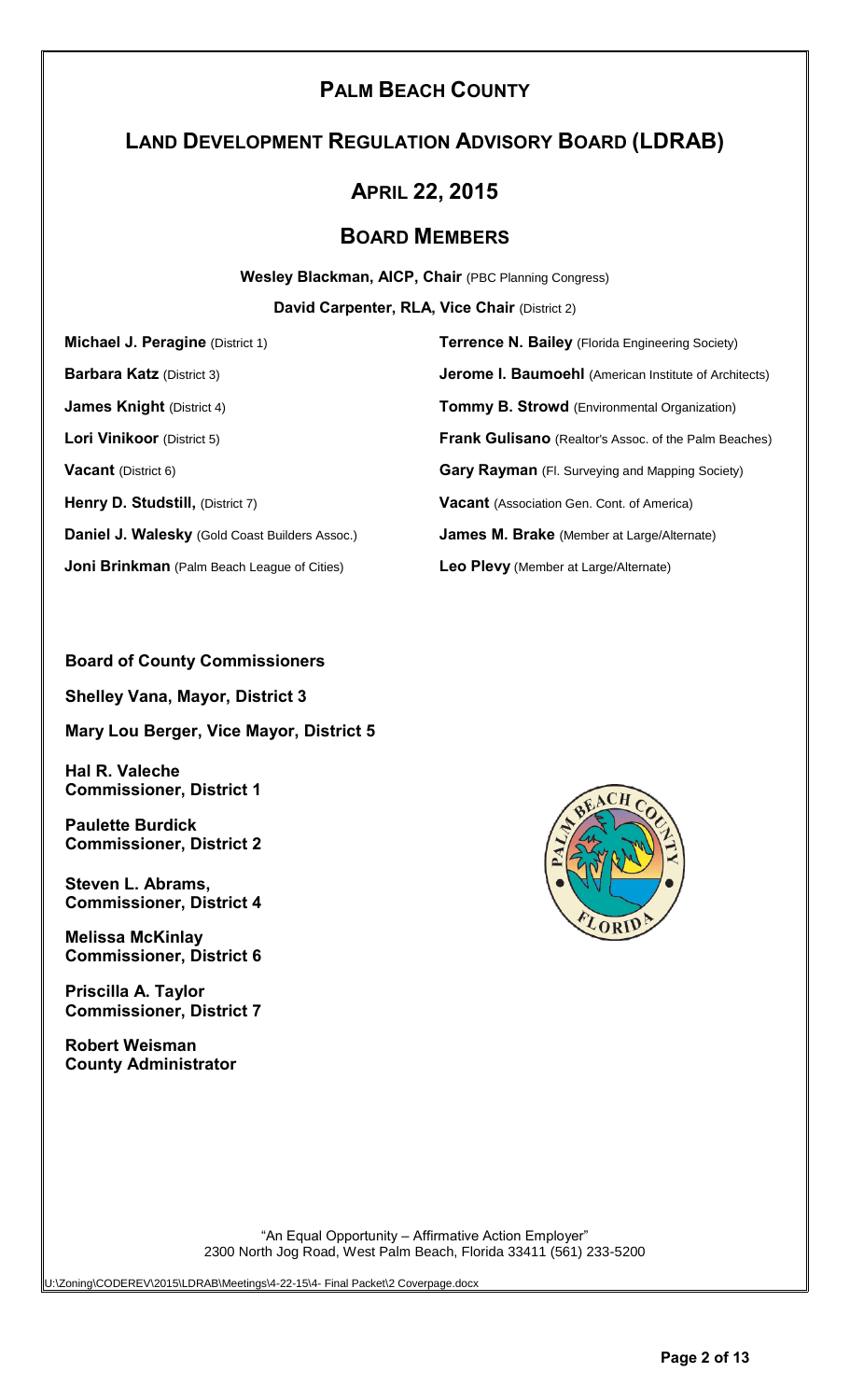# PALM BEACH COUNTY

## LAND DEVELOPMENT REGULATION ADVISORY BOARD (LDRAB)

## APRIL 22, 2015

## BOARD MEMBERS

**Wesley Blackman, AICP, Chair** (PBC Planning Congress)

**David Carpenter, RLA, Vice Chair** (District 2)

**Michael J. Peragine** (District 1)

**Barbara Katz** (District 3)

**James Knight** (District 4)

**Lori Vinikoor** (District 5)

**Vacant** (District 6)

**Henry D. Studstill,** (District 7)

**Daniel J. Walesky** (Gold Coast Builders Assoc.)

**Joni Brinkman** (Palm Beach League of Cities)

**Terrence N. Bailey** (Florida Engineering Society)

**Jerome I. Baumoehl** (American Institute of Architects)

**Tommy B. Strowd** (Environmental Organization)

**Frank Gulisano** (Realtor's Assoc. of the Palm Beaches)

**Gary Rayman** (Fl. Surveying and Mapping Society)

**Vacant** (Association Gen. Cont. of America)

**James M. Brake** (Member at Large/Alternate)

**Leo Plevy** (Member at Large/Alternate)

**Board of County Commissioners**

**Shelley Vana, Mayor, District 3**

**Mary Lou Berger, Vice Mayor, District 5**

**Hal R. Valeche**
**Commissioner, District 1**

**Paulette Burdick**
**Commissioner, District 2**

**Steven L. Abrams,**
**Commissioner, District 4**

**Melissa McKinlay**
**Commissioner, District 6**

**Priscilla A. Taylor**
**Commissioner, District 7**

**Robert Weisman**
**County Administrator**

"An Equal Opportunity – Affirmative Action Employer"
2300 North Jog Road, West Palm Beach, Florida 33411 (561) 233-5200

U:\Zoning\CODEREV\2015\LDRAB\Meetings\4-22-15\4- Final Packet\2 Coverpage.docx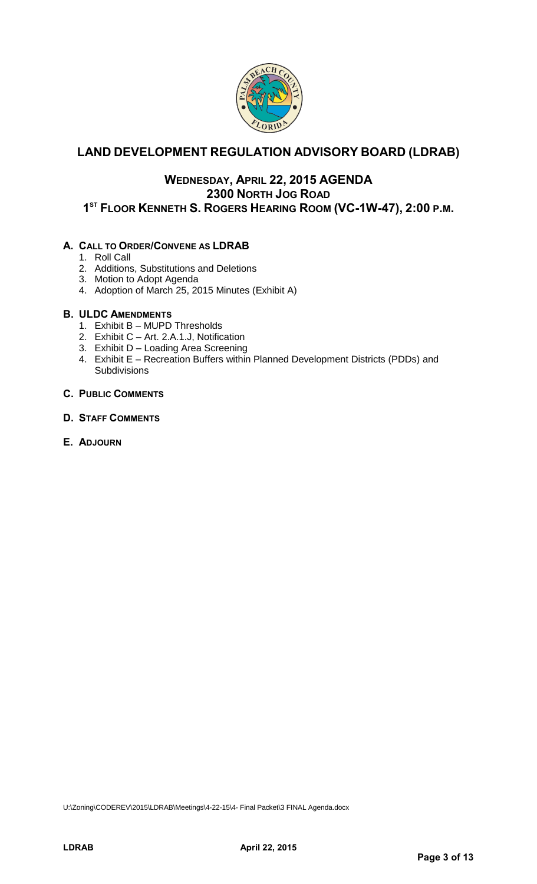# LAND DEVELOPMENT REGULATION ADVISORY BOARD (LDRAB)

## WEDNESDAY, APRIL 22, 2015 AGENDA
## 2300 NORTH JOG ROAD
## 1ST FLOOR KENNETH S. ROGERS HEARING ROOM (VC-1W-47), 2:00 P.M.

**A. CALL TO ORDER/CONVENE AS LDRAB**

1. Roll Call
2. Additions, Substitutions and Deletions
3. Motion to Adopt Agenda
4. Adoption of March 25, 2015 Minutes (Exhibit A)

**B. ULDC AMENDMENTS**

1. Exhibit B – MUPD Thresholds
2. Exhibit C – Art. 2.A.1.J, Notification
3. Exhibit D – Loading Area Screening
4. Exhibit E – Recreation Buffers within Planned Development Districts (PDDs) and Subdivisions

**C. PUBLIC COMMENTS**

**D. STAFF COMMENTS**

**E. ADJOURN**

U:\Zoning\CODEREV\2015\LDRAB\Meetings\4-22-15\4- Final Packet\3 FINAL Agenda.docx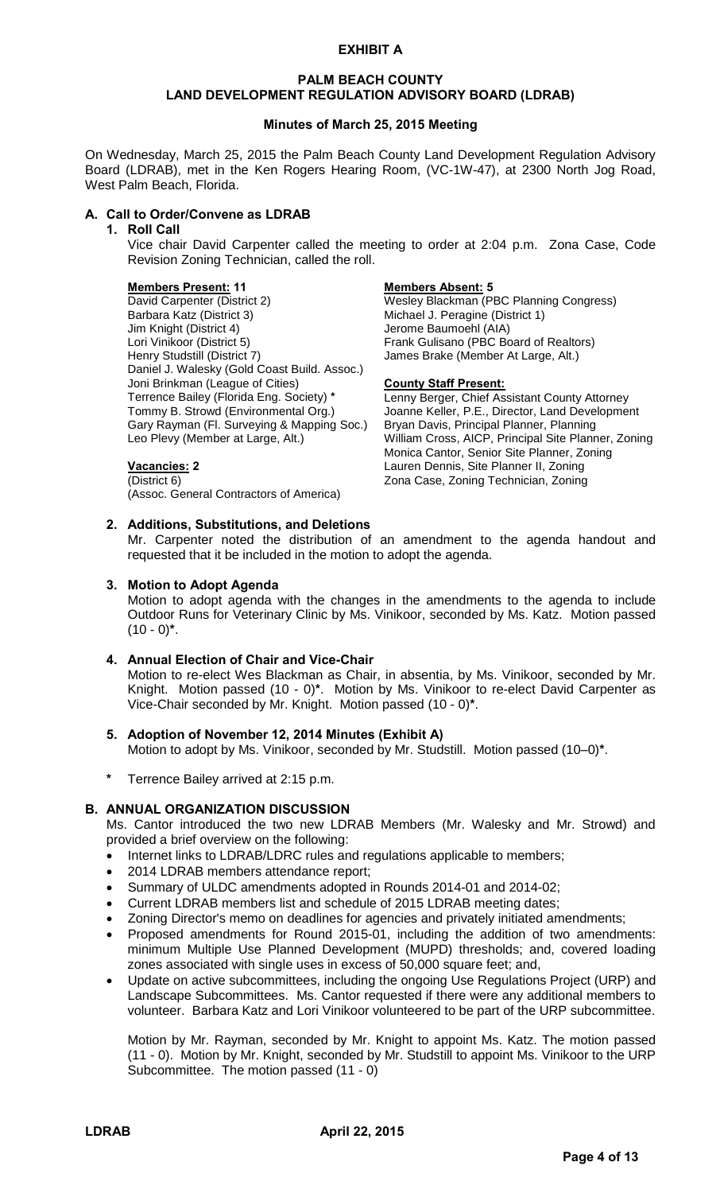**EXHIBIT A**

# PALM BEACH COUNTY LAND DEVELOPMENT REGULATION ADVISORY BOARD (LDRAB)

## Minutes of March 25, 2015 Meeting

On Wednesday, March 25, 2015 the Palm Beach County Land Development Regulation Advisory Board (LDRAB), met in the Ken Rogers Hearing Room, (VC-1W-47), at 2300 North Jog Road, West Palm Beach, Florida.

### A. Call to Order/Convene as LDRAB

**1. Roll Call**

Vice chair David Carpenter called the meeting to order at 2:04 p.m. Zona Case, Code Revision Zoning Technician, called the roll.

**Members Present: 11**
David Carpenter (District 2)
Barbara Katz (District 3)
Jim Knight (District 4)
Lori Vinikoor (District 5)
Henry Studstill (District 7)
Daniel J. Walesky (Gold Coast Build. Assoc.)
Joni Brinkman (League of Cities)
Terrence Bailey (Florida Eng. Society) *
Tommy B. Strowd (Environmental Org.)
Gary Rayman (Fl. Surveying & Mapping Soc.)
Leo Plevy (Member at Large, Alt.)

**Vacancies: 2**
(District 6)
(Assoc. General Contractors of America)

**Members Absent: 5**
Wesley Blackman (PBC Planning Congress)
Michael J. Peragine (District 1)
Jerome Baumoehl (AIA)
Frank Gulisano (PBC Board of Realtors)
James Brake (Member At Large, Alt.)

**County Staff Present:**
Lenny Berger, Chief Assistant County Attorney
Joanne Keller, P.E., Director, Land Development
Bryan Davis, Principal Planner, Planning
William Cross, AICP, Principal Site Planner, Zoning
Monica Cantor, Senior Site Planner, Zoning
Lauren Dennis, Site Planner II, Zoning
Zona Case, Zoning Technician, Zoning

**2. Additions, Substitutions, and Deletions**

Mr. Carpenter noted the distribution of an amendment to the agenda handout and requested that it be included in the motion to adopt the agenda.

**3. Motion to Adopt Agenda**

Motion to adopt agenda with the changes in the amendments to the agenda to include Outdoor Runs for Veterinary Clinic by Ms. Vinikoor, seconded by Ms. Katz. Motion passed (10 - 0)*.

**4. Annual Election of Chair and Vice-Chair**

Motion to re-elect Wes Blackman as Chair, in absentia, by Ms. Vinikoor, seconded by Mr. Knight. Motion passed (10 - 0)*. Motion by Ms. Vinikoor to re-elect David Carpenter as Vice-Chair seconded by Mr. Knight. Motion passed (10 - 0)*.

**5. Adoption of November 12, 2014 Minutes (Exhibit A)**

Motion to adopt by Ms. Vinikoor, seconded by Mr. Studstill. Motion passed (10–0)*.

\* Terrence Bailey arrived at 2:15 p.m.

### B. ANNUAL ORGANIZATION DISCUSSION

Ms. Cantor introduced the two new LDRAB Members (Mr. Walesky and Mr. Strowd) and provided a brief overview on the following:

- Internet links to LDRAB/LDRC rules and regulations applicable to members;
- 2014 LDRAB members attendance report;
- Summary of ULDC amendments adopted in Rounds 2014-01 and 2014-02;
- Current LDRAB members list and schedule of 2015 LDRAB meeting dates;
- Zoning Director's memo on deadlines for agencies and privately initiated amendments;
- Proposed amendments for Round 2015-01, including the addition of two amendments: minimum Multiple Use Planned Development (MUPD) thresholds; and, covered loading zones associated with single uses in excess of 50,000 square feet; and,
- Update on active subcommittees, including the ongoing Use Regulations Project (URP) and Landscape Subcommittees. Ms. Cantor requested if there were any additional members to volunteer. Barbara Katz and Lori Vinikoor volunteered to be part of the URP subcommittee.

Motion by Mr. Rayman, seconded by Mr. Knight to appoint Ms. Katz. The motion passed (11 - 0). Motion by Mr. Knight, seconded by Mr. Studstill to appoint Ms. Vinikoor to the URP Subcommittee. The motion passed (11 - 0)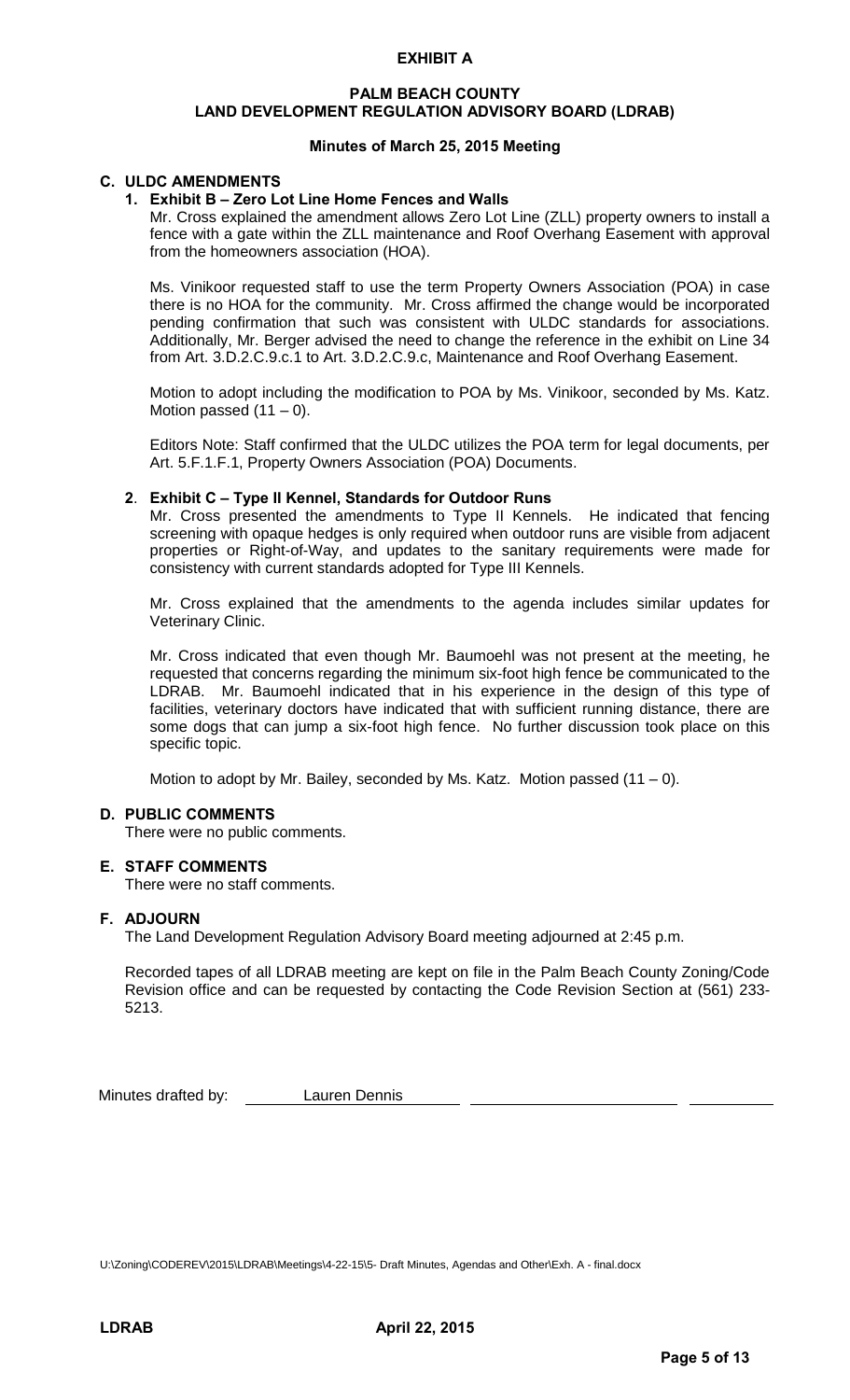**EXHIBIT A**

**PALM BEACH COUNTY**
**LAND DEVELOPMENT REGULATION ADVISORY BOARD (LDRAB)**

**Minutes of March 25, 2015 Meeting**

## C. ULDC AMENDMENTS

### 1. Exhibit B – Zero Lot Line Home Fences and Walls

Mr. Cross explained the amendment allows Zero Lot Line (ZLL) property owners to install a fence with a gate within the ZLL maintenance and Roof Overhang Easement with approval from the homeowners association (HOA).

Ms. Vinikoor requested staff to use the term Property Owners Association (POA) in case there is no HOA for the community. Mr. Cross affirmed the change would be incorporated pending confirmation that such was consistent with ULDC standards for associations. Additionally, Mr. Berger advised the need to change the reference in the exhibit on Line 34 from Art. 3.D.2.C.9.c.1 to Art. 3.D.2.C.9.c, Maintenance and Roof Overhang Easement.

Motion to adopt including the modification to POA by Ms. Vinikoor, seconded by Ms. Katz. Motion passed (11 – 0).

Editors Note: Staff confirmed that the ULDC utilizes the POA term for legal documents, per Art. 5.F.1.F.1, Property Owners Association (POA) Documents.

### 2. Exhibit C – Type II Kennel, Standards for Outdoor Runs

Mr. Cross presented the amendments to Type II Kennels. He indicated that fencing screening with opaque hedges is only required when outdoor runs are visible from adjacent properties or Right-of-Way, and updates to the sanitary requirements were made for consistency with current standards adopted for Type III Kennels.

Mr. Cross explained that the amendments to the agenda includes similar updates for Veterinary Clinic.

Mr. Cross indicated that even though Mr. Baumoehl was not present at the meeting, he requested that concerns regarding the minimum six-foot high fence be communicated to the LDRAB. Mr. Baumoehl indicated that in his experience in the design of this type of facilities, veterinary doctors have indicated that with sufficient running distance, there are some dogs that can jump a six-foot high fence. No further discussion took place on this specific topic.

Motion to adopt by Mr. Bailey, seconded by Ms. Katz. Motion passed (11 – 0).

## D. PUBLIC COMMENTS

There were no public comments.

## E. STAFF COMMENTS

There were no staff comments.

## F. ADJOURN

The Land Development Regulation Advisory Board meeting adjourned at 2:45 p.m.

Recorded tapes of all LDRAB meeting are kept on file in the Palm Beach County Zoning/Code Revision office and can be requested by contacting the Code Revision Section at (561) 233-5213.

Minutes drafted by: Lauren Dennis

U:\Zoning\CODEREV\2015\LDRAB\Meetings\4-22-15\5- Draft Minutes, Agendas and Other\Exh. A - final.docx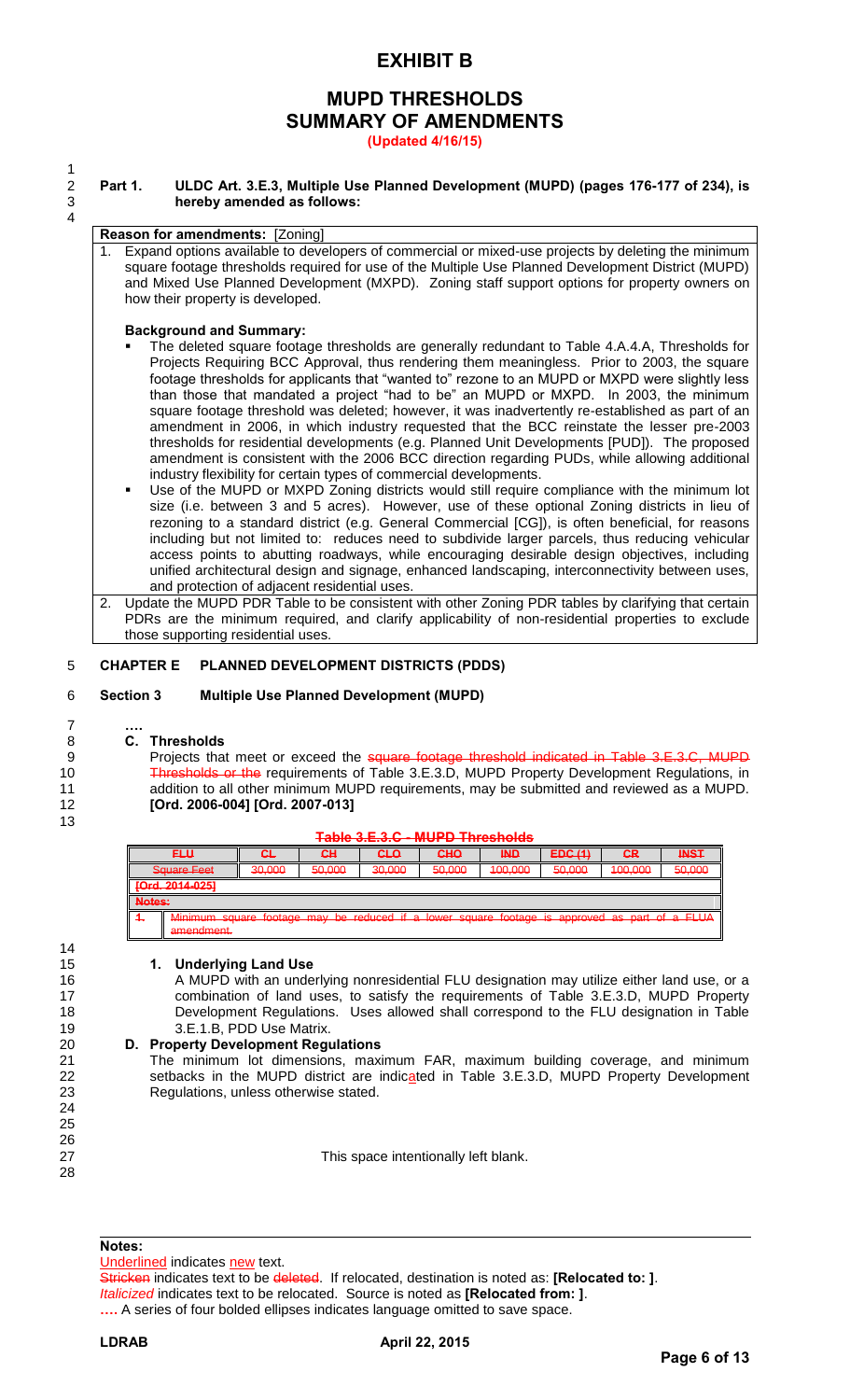# EXHIBIT B

## MUPD THRESHOLDS SUMMARY OF AMENDMENTS

**(Updated 4/16/15)**

**Part 1. ULDC Art. 3.E.3, Multiple Use Planned Development (MUPD) (pages 176-177 of 234), is hereby amended as follows:**

**Reason for amendments:** [Zoning]

1. Expand options available to developers of commercial or mixed-use projects by deleting the minimum square footage thresholds required for use of the Multiple Use Planned Development District (MUPD) and Mixed Use Planned Development (MXPD). Zoning staff support options for property owners on how their property is developed.

   **Background and Summary:**

   - The deleted square footage thresholds are generally redundant to Table 4.A.4.A, Thresholds for Projects Requiring BCC Approval, thus rendering them meaningless. Prior to 2003, the square footage thresholds for applicants that "wanted to" rezone to an MUPD or MXPD were slightly less than those that mandated a project "had to be" an MUPD or MXPD. In 2003, the minimum square footage threshold was deleted; however, it was inadvertently re-established as part of an amendment in 2006, in which industry requested that the BCC reinstate the lesser pre-2003 thresholds for residential developments (e.g. Planned Unit Developments [PUD]). The proposed amendment is consistent with the 2006 BCC direction regarding PUDs, while allowing additional industry flexibility for certain types of commercial developments.
   - Use of the MUPD or MXPD Zoning districts would still require compliance with the minimum lot size (i.e. between 3 and 5 acres). However, use of these optional Zoning districts in lieu of rezoning to a standard district (e.g. General Commercial [CG]), is often beneficial, for reasons including but not limited to: reduces need to subdivide larger parcels, thus reducing vehicular access points to abutting roadways, while encouraging desirable design objectives, including unified architectural design and signage, enhanced landscaping, interconnectivity between uses, and protection of adjacent residential uses.

2. Update the MUPD PDR Table to be consistent with other Zoning PDR tables by clarifying that certain PDRs are the minimum required, and clarify applicability of non-residential properties to exclude those supporting residential uses.

**CHAPTER E PLANNED DEVELOPMENT DISTRICTS (PDDS)**

**Section 3 Multiple Use Planned Development (MUPD)**

**….**

**C. Thresholds**

Projects that meet or exceed the ~~square footage threshold indicated in Table 3.E.3.C, MUPD Thresholds or the~~ requirements of Table 3.E.3.D, MUPD Property Development Regulations, in addition to all other minimum MUPD requirements, may be submitted and reviewed as a MUPD. **[Ord. 2006-004] [Ord. 2007-013]**

~~**Table 3.E.3.C - MUPD Thresholds**~~

| ~~FLU~~ | ~~CL~~ | ~~CH~~ | ~~CLO~~ | ~~CHO~~ | ~~IND~~ | ~~EDC (1)~~ | ~~CR~~ | ~~INST~~ |
|---|---|---|---|---|---|---|---|---|
| ~~Square Feet~~ | ~~30,000~~ | ~~50,000~~ | ~~30,000~~ | ~~50,000~~ | ~~100,000~~ | ~~50,000~~ | ~~100,000~~ | ~~50,000~~ |
| ~~[Ord. 2014-025]~~ | | | | | | | | |
| ~~Notes:~~ | | | | | | | | |
| ~~1.~~ | ~~Minimum square footage may be reduced if a lower square footage is approved as part of a FLUA amendment.~~ | | | | | | | |

**1. Underlying Land Use**

A MUPD with an underlying nonresidential FLU designation may utilize either land use, or a combination of land uses, to satisfy the requirements of Table 3.E.3.D, MUPD Property Development Regulations. Uses allowed shall correspond to the FLU designation in Table 3.E.1.B, PDD Use Matrix.

**D. Property Development Regulations**

The minimum lot dimensions, maximum FAR, maximum building coverage, and minimum setbacks in the MUPD district are indic<u>a</u>ted in Table 3.E.3.D, MUPD Property Development Regulations, unless otherwise stated.

This space intentionally left blank.

**Notes:**

<u>Underlined</u> indicates <u>new</u> text.

~~Stricken~~ indicates text to be ~~deleted~~. If relocated, destination is noted as: **[Relocated to: ]**.

*Italicized* indicates text to be relocated. Source is noted as **[Relocated from: ]**.

**….** A series of four bolded ellipses indicates language omitted to save space.

LDRAB April 22, 2015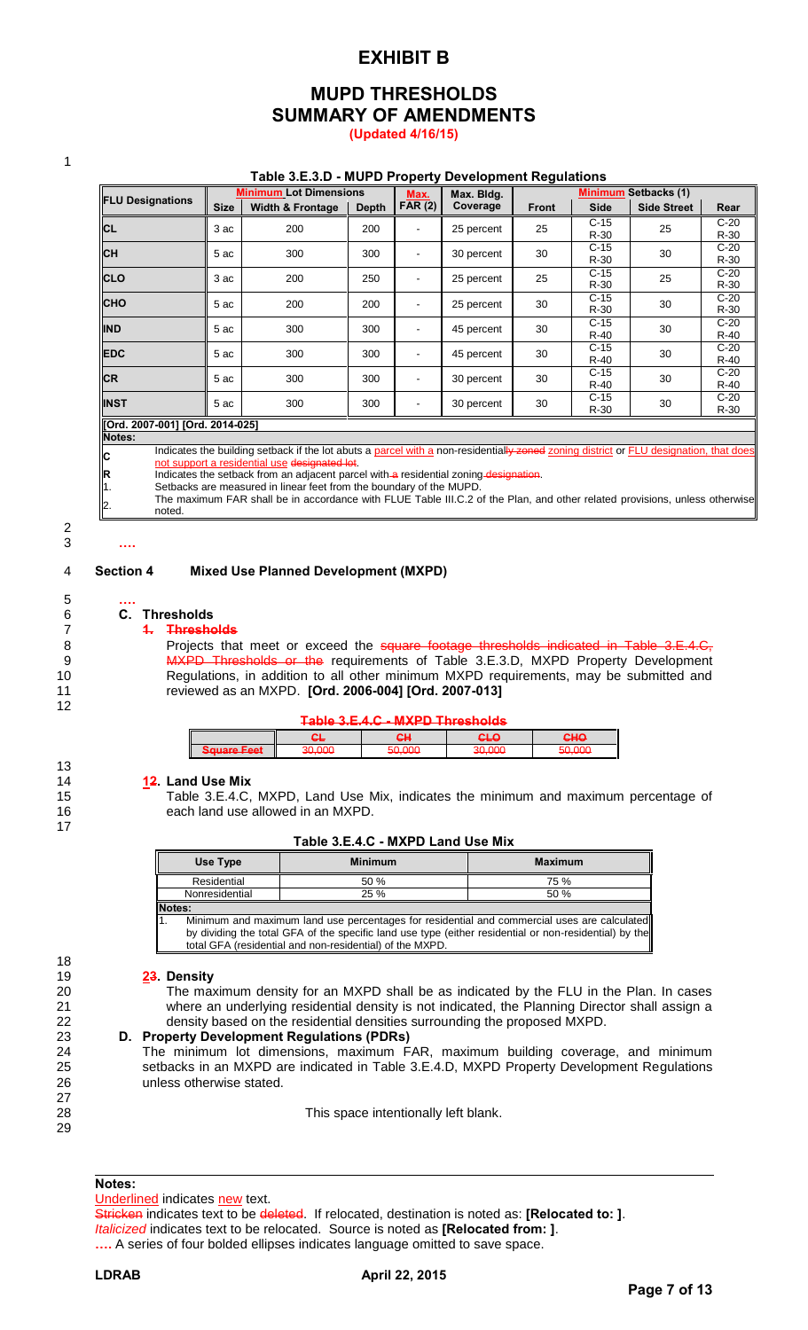# EXHIBIT B

## MUPD THRESHOLDS
## SUMMARY OF AMENDMENTS

**(Updated 4/16/15)**

**Table 3.E.3.D - MUPD Property Development Regulations**

| FLU Designations | Minimum Lot Dimensions | | | Max. FAR (2) | Max. Bldg. Coverage | Minimum Setbacks (1) | | | |
|---|---|---|---|---|---|---|---|---|---|
| | Size | Width & Frontage | Depth | | | Front | Side | Side Street | Rear |
| CL | 3 ac | 200 | 200 | - | 25 percent | 25 | C-15 R-30 | 25 | C-20 R-30 |
| CH | 5 ac | 300 | 300 | - | 30 percent | 30 | C-15 R-30 | 30 | C-20 R-30 |
| CLO | 3 ac | 200 | 250 | - | 25 percent | 25 | C-15 R-30 | 25 | C-20 R-30 |
| CHO | 5 ac | 200 | 200 | - | 25 percent | 30 | C-15 R-30 | 30 | C-20 R-30 |
| IND | 5 ac | 300 | 300 | - | 45 percent | 30 | C-15 R-40 | 30 | C-20 R-40 |
| EDC | 5 ac | 300 | 300 | - | 45 percent | 30 | C-15 R-40 | 30 | C-20 R-40 |
| CR | 5 ac | 300 | 300 | - | 30 percent | 30 | C-15 R-40 | 30 | C-20 R-40 |
| INST | 5 ac | 300 | 300 | - | 30 percent | 30 | C-15 R-30 | 30 | C-20 R-30 |

[Ord. 2007-001] [Ord. 2014-025]

**Notes:**

C Indicates the building setback if the lot abuts a parcel with a non-residentially zoned zoning district or FLU designation, that does not support a residential use designated lot.
R Indicates the setback from an adjacent parcel with a residential zoning designation.
1. Setbacks are measured in linear feet from the boundary of the MUPD.
2. The maximum FAR shall be in accordance with FLUE Table III.C.2 of the Plan, and other related provisions, unless otherwise noted.

**….**

**Section 4 Mixed Use Planned Development (MXPD)**

**….**

**C. Thresholds**

**1. Thresholds**

Projects that meet or exceed the square footage thresholds indicated in Table 3.E.4.C, MXPD Thresholds or the requirements of Table 3.E.3.D, MXPD Property Development Regulations, in addition to all other minimum MXPD requirements, may be submitted and reviewed as an MXPD. **[Ord. 2006-004] [Ord. 2007-013]**

**Table 3.E.4.C - MXPD Thresholds**

| | CL | CH | CLO | CHO |
|---|---|---|---|---|
| Square Feet | 30,000 | 50,000 | 30,000 | 50,000 |

**12. Land Use Mix**

Table 3.E.4.C, MXPD, Land Use Mix, indicates the minimum and maximum percentage of each land use allowed in an MXPD.

**Table 3.E.4.C - MXPD Land Use Mix**

| Use Type | Minimum | Maximum |
|---|---|---|
| Residential | 50 % | 75 % |
| Nonresidential | 25 % | 50 % |

**Notes:**

1. Minimum and maximum land use percentages for residential and commercial uses are calculated by dividing the total GFA of the specific land use type (either residential or non-residential) by the total GFA (residential and non-residential) of the MXPD.

**23. Density**

The maximum density for an MXPD shall be as indicated by the FLU in the Plan. In cases where an underlying residential density is not indicated, the Planning Director shall assign a density based on the residential densities surrounding the proposed MXPD.

**D. Property Development Regulations (PDRs)**

The minimum lot dimensions, maximum FAR, maximum building coverage, and minimum setbacks in an MXPD are indicated in Table 3.E.4.D, MXPD Property Development Regulations unless otherwise stated.

This space intentionally left blank.

**Notes:**

Underlined indicates new text.
Stricken indicates text to be deleted. If relocated, destination is noted as: **[Relocated to: ]**.
*Italicized* indicates text to be relocated. Source is noted as **[Relocated from: ]**.
**….** A series of four bolded ellipses indicates language omitted to save space.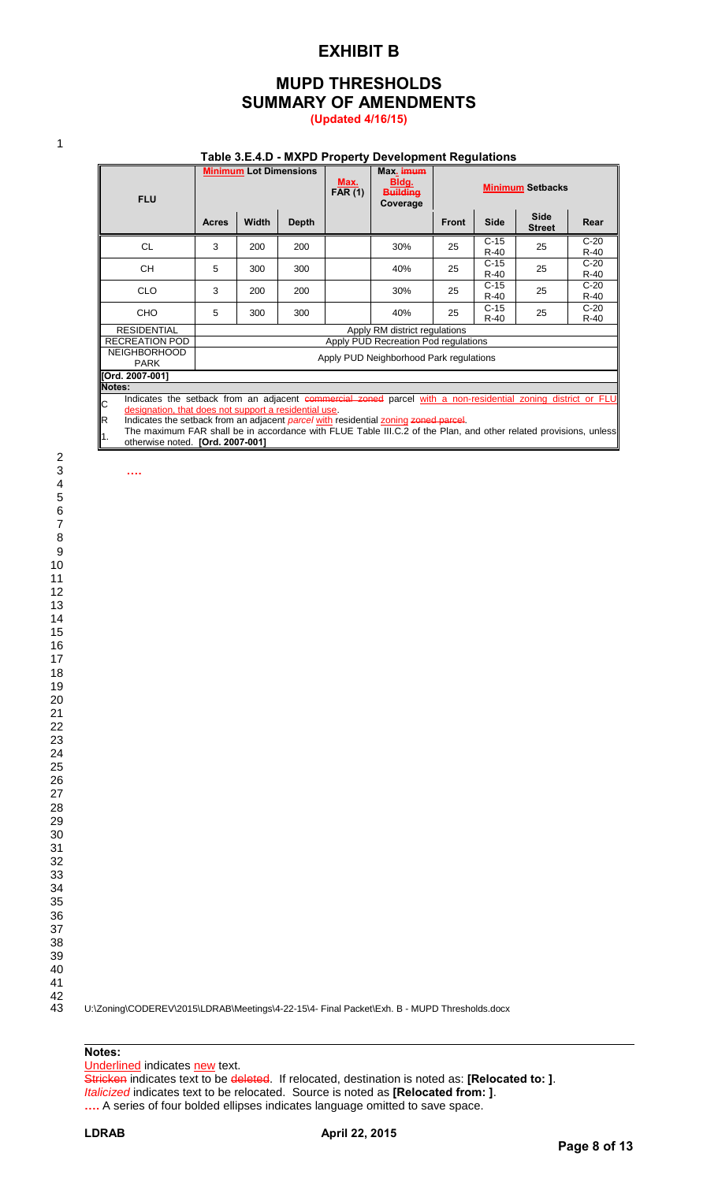# EXHIBIT B

## MUPD THRESHOLDS
## SUMMARY OF AMENDMENTS

**(Updated 4/16/15)**

**Table 3.E.4.D - MXPD Property Development Regulations**

| FLU | Minimum Lot Dimensions | | | Max. FAR (1) | Max. imum Bldg. Building Coverage | Minimum Setbacks | | | |
|---|---|---|---|---|---|---|---|---|---|
| | Acres | Width | Depth | | | Front | Side | Side Street | Rear |
| CL | 3 | 200 | 200 | | 30% | 25 | C-15 R-40 | 25 | C-20 R-40 |
| CH | 5 | 300 | 300 | | 40% | 25 | C-15 R-40 | 25 | C-20 R-40 |
| CLO | 3 | 200 | 200 | | 30% | 25 | C-15 R-40 | 25 | C-20 R-40 |
| CHO | 5 | 300 | 300 | | 40% | 25 | C-15 R-40 | 25 | C-20 R-40 |
| RESIDENTIAL | Apply RM district regulations | | | | | | | | |
| RECREATION POD | Apply PUD Recreation Pod regulations | | | | | | | | |
| NEIGHBORHOOD PARK | Apply PUD Neighborhood Park regulations | | | | | | | | |

**[Ord. 2007-001]**

**Notes:**

C Indicates the setback from an adjacent commercial zoned parcel with a non-residential zoning district or FLU designation, that does not support a residential use.

R Indicates the setback from an adjacent *parcel* with residential zoning zoned parcel.

1. The maximum FAR shall be in accordance with FLUE Table III.C.2 of the Plan, and other related provisions, unless otherwise noted. **[Ord. 2007-001]**

**….**

U:\Zoning\CODEREV\2015\LDRAB\Meetings\4-22-15\4- Final Packet\Exh. B - MUPD Thresholds.docx

**Notes:**

Underlined indicates new text.

Stricken indicates text to be deleted. If relocated, destination is noted as: **[Relocated to: ]**.

*Italicized* indicates text to be relocated. Source is noted as **[Relocated from: ]**.

**….** A series of four bolded ellipses indicates language omitted to save space.

**LDRAB** **April 22, 2015**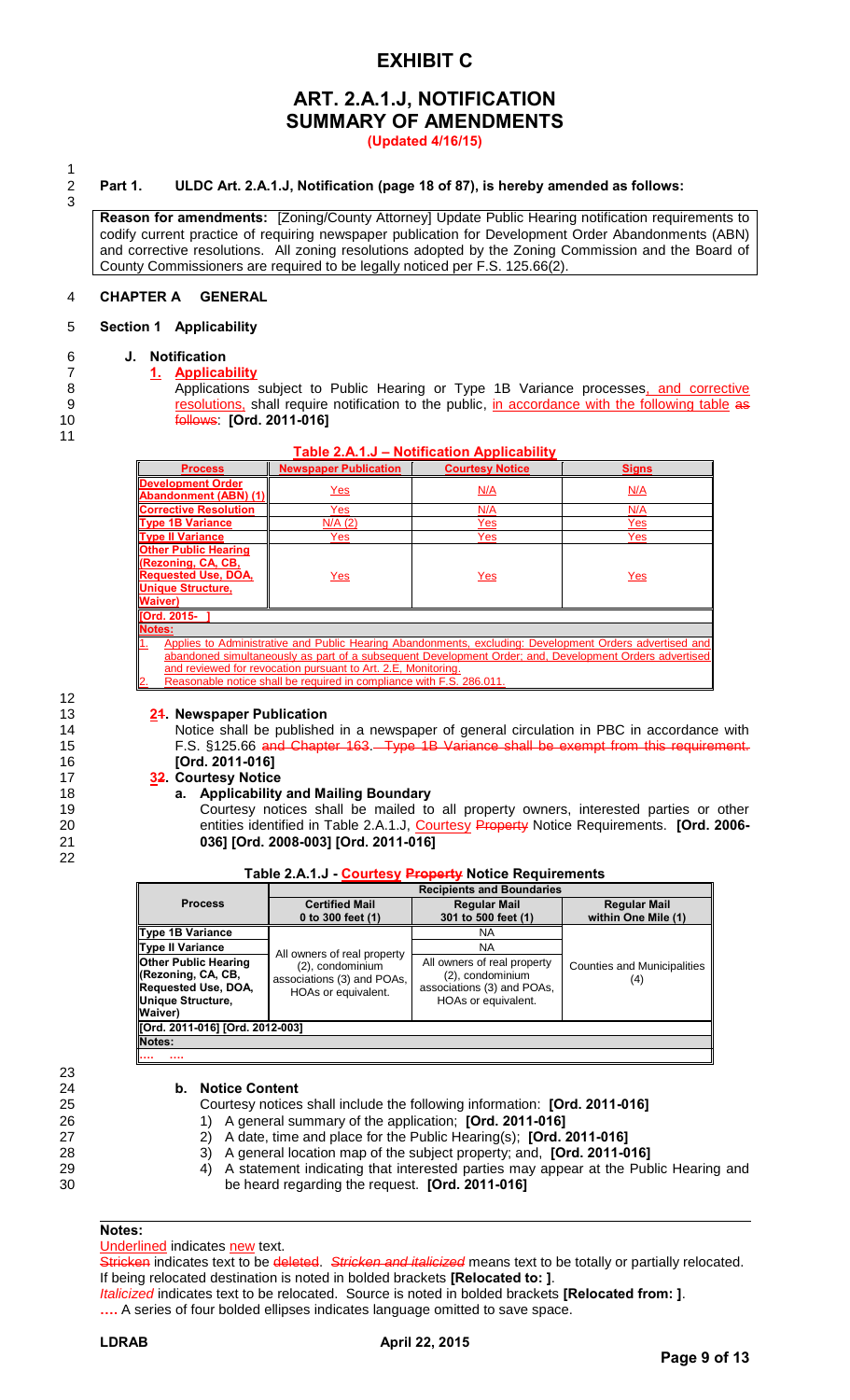# EXHIBIT C

## ART. 2.A.1.J, NOTIFICATION SUMMARY OF AMENDMENTS

**(Updated 4/16/15)**

**Part 1. ULDC Art. 2.A.1.J, Notification (page 18 of 87), is hereby amended as follows:**

**Reason for amendments:** [Zoning/County Attorney] Update Public Hearing notification requirements to codify current practice of requiring newspaper publication for Development Order Abandonments (ABN) and corrective resolutions. All zoning resolutions adopted by the Zoning Commission and the Board of County Commissioners are required to be legally noticed per F.S. 125.66(2).

**CHAPTER A GENERAL**

**Section 1 Applicability**

**J. Notification**

**1. Applicability**

Applications subject to Public Hearing or Type 1B Variance processes, and corrective resolutions, shall require notification to the public, in accordance with the following table as follows: **[Ord. 2011-016]**

**Table 2.A.1.J – Notification Applicability**

| Process | Newspaper Publication | Courtesy Notice | Signs |
|---|---|---|---|
| Development Order Abandonment (ABN) (1) | Yes | N/A | N/A |
| Corrective Resolution | Yes | N/A | N/A |
| Type 1B Variance | N/A (2) | Yes | Yes |
| Type II Variance | Yes | Yes | Yes |
| Other Public Hearing (Rezoning, CA, CB, Requested Use, DOA, Unique Structure, Waiver) | Yes | Yes | Yes |
| [Ord. 2015- ] | | | |
| Notes: | | | |
| 1. Applies to Administrative and Public Hearing Abandonments, excluding: Development Orders advertised and abandoned simultaneously as part of a subsequent Development Order; and, Development Orders advertised and reviewed for revocation pursuant to Art. 2.E, Monitoring. | | | |
| 2. Reasonable notice shall be required in compliance with F.S. 286.011. | | | |

**21. Newspaper Publication**

Notice shall be published in a newspaper of general circulation in PBC in accordance with F.S. §125.66 and Chapter 163. Type 1B Variance shall be exempt from this requirement. **[Ord. 2011-016]**

**32. Courtesy Notice**

**a. Applicability and Mailing Boundary**

Courtesy notices shall be mailed to all property owners, interested parties or other entities identified in Table 2.A.1.J, Courtesy Property Notice Requirements. **[Ord. 2006-036] [Ord. 2008-003] [Ord. 2011-016]**

**Table 2.A.1.J - Courtesy Property Notice Requirements**

| Process | Recipients and Boundaries | | |
|---|---|---|---|
| | Certified Mail 0 to 300 feet (1) | Regular Mail 301 to 500 feet (1) | Regular Mail within One Mile (1) |
| Type 1B Variance | All owners of real property (2), condominium associations (3) and POAs, HOAs or equivalent. | NA | Counties and Municipalities (4) |
| Type II Variance | | NA | |
| Other Public Hearing (Rezoning, CA, CB, Requested Use, DOA, Unique Structure, Waiver) | | All owners of real property (2), condominium associations (3) and POAs, HOAs or equivalent. | |
| [Ord. 2011-016] [Ord. 2012-003] | | | |
| Notes: | | | |
| .... .... | | | |

**b. Notice Content**

Courtesy notices shall include the following information: **[Ord. 2011-016]**

1) A general summary of the application; **[Ord. 2011-016]**
2) A date, time and place for the Public Hearing(s); **[Ord. 2011-016]**
3) A general location map of the subject property; and, **[Ord. 2011-016]**
4) A statement indicating that interested parties may appear at the Public Hearing and be heard regarding the request. **[Ord. 2011-016]**

---

**Notes:**

Underlined indicates new text.

Stricken indicates text to be deleted. *Stricken and italicized* means text to be totally or partially relocated. If being relocated destination is noted in bolded brackets **[Relocated to: ]**.

*Italicized* indicates text to be relocated. Source is noted in bolded brackets **[Relocated from: ]**.

**....** A series of four bolded ellipses indicates language omitted to save space.

LDRAB April 22, 2015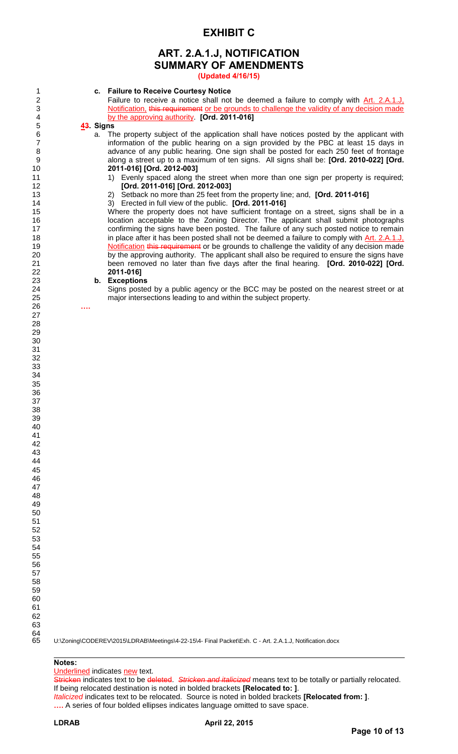# EXHIBIT C

## ART. 2.A.1.J, NOTIFICATION
## SUMMARY OF AMENDMENTS

**(Updated 4/16/15)**

**c. Failure to Receive Courtesy Notice**

Failure to receive a notice shall not be deemed a failure to comply with Art. 2.A.1.J, Notification, ~~this requirement~~ or be grounds to challenge the validity of any decision made by the approving authority. **[Ord. 2011-016]**

**~~4~~3. Signs**

a. The property subject of the application shall have notices posted by the applicant with information of the public hearing on a sign provided by the PBC at least 15 days in advance of any public hearing. One sign shall be posted for each 250 feet of frontage along a street up to a maximum of ten signs. All signs shall be: **[Ord. 2010-022] [Ord. 2011-016] [Ord. 2012-003]**

1) Evenly spaced along the street when more than one sign per property is required; **[Ord. 2011-016] [Ord. 2012-003]**

2) Setback no more than 25 feet from the property line; and, **[Ord. 2011-016]**

3) Erected in full view of the public. **[Ord. 2011-016]**

Where the property does not have sufficient frontage on a street, signs shall be in a location acceptable to the Zoning Director. The applicant shall submit photographs confirming the signs have been posted. The failure of any such posted notice to remain in place after it has been posted shall not be deemed a failure to comply with Art. 2.A.1.J, Notification ~~this requirement~~ or be grounds to challenge the validity of any decision made by the approving authority. The applicant shall also be required to ensure the signs have been removed no later than five days after the final hearing. **[Ord. 2010-022] [Ord. 2011-016]**

**b. Exceptions**

Signs posted by a public agency or the BCC may be posted on the nearest street or at major intersections leading to and within the subject property.

**....**

U:\Zoning\CODEREV\2015\LDRAB\Meetings\4-22-15\4- Final Packet\Exh. C - Art. 2.A.1.J, Notification.docx

**Notes:**

Underlined indicates new text.

~~Stricken~~ indicates text to be ~~deleted~~. ~~*Stricken and italicized*~~ means text to be totally or partially relocated. If being relocated destination is noted in bolded brackets **[Relocated to: ]**.

*Italicized* indicates text to be relocated. Source is noted in bolded brackets **[Relocated from: ]**.

**....** A series of four bolded ellipses indicates language omitted to save space.

**LDRAB** **April 22, 2015**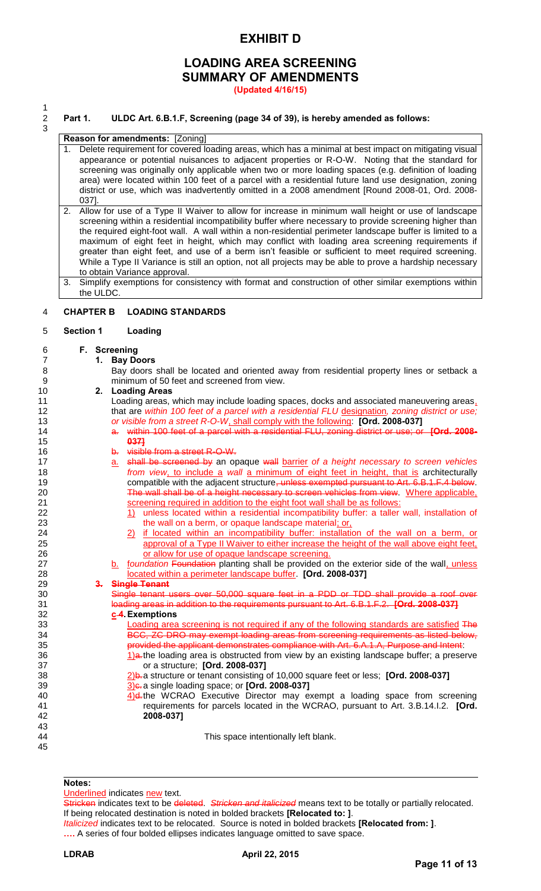# EXHIBIT D

## LOADING AREA SCREENING
## SUMMARY OF AMENDMENTS

**(Updated 4/16/15)**

**Part 1. ULDC Art. 6.B.1.F, Screening (page 34 of 39), is hereby amended as follows:**

**Reason for amendments:** [Zoning]

1. Delete requirement for covered loading areas, which has a minimal at best impact on mitigating visual appearance or potential nuisances to adjacent properties or R-O-W. Noting that the standard for screening was originally only applicable when two or more loading spaces (e.g. definition of loading area) were located within 100 feet of a parcel with a residential future land use designation, zoning district or use, which was inadvertently omitted in a 2008 amendment [Round 2008-01, Ord. 2008-037].
2. Allow for use of a Type II Waiver to allow for increase in minimum wall height or use of landscape screening within a residential incompatibility buffer where necessary to provide screening higher than the required eight-foot wall. A wall within a non-residential perimeter landscape buffer is limited to a maximum of eight feet in height, which may conflict with loading area screening requirements if greater than eight feet, and use of a berm isn't feasible or sufficient to meet required screening. While a Type II Variance is still an option, not all projects may be able to prove a hardship necessary to obtain Variance approval.
3. Simplify exemptions for consistency with format and construction of other similar exemptions within the ULDC.

**CHAPTER B LOADING STANDARDS**

**Section 1 Loading**

**F. Screening**

**1. Bay Doors**

Bay doors shall be located and oriented away from residential property lines or setback a minimum of 50 feet and screened from view.

**2. Loading Areas**

Loading areas, which may include loading spaces, docks and associated maneuvering areas, that are *within 100 feet of a parcel with a residential FLU* designation*, zoning district or use; or visible from a street R-O-W*, shall comply with the following: **[Ord. 2008-037]**

~~a. within 100 feet of a parcel with a residential FLU, zoning district or use; or **[Ord. 2008-037]**~~

~~b. visible from a street R-O-W.~~

a. ~~shall be screened by~~ an opaque ~~wall~~ barrier *of a height necessary to screen vehicles from view*, to include a *wall* a minimum of eight feet in height, that is architecturally compatible with the adjacent structure~~, unless exempted pursuant to Art. 6.B.1.F.4 below. The wall shall be of a height necessary to screen vehicles from view~~. Where applicable, screening required in addition to the eight foot wall shall be as follows:

1) unless located within a residential incompatibility buffer: a taller wall, installation of the wall on a berm, or opaque landscape material; or,

2) if located within an incompatibility buffer: installation of the wall on a berm, or approval of a Type II Waiver to either increase the height of the wall above eight feet, or allow for use of opaque landscape screening.

b. *foundation* ~~Foundation~~ planting shall be provided on the exterior side of the wall, unless located within a perimeter landscape buffer. **[Ord. 2008-037]**

~~**3. Single Tenant**~~

~~Single tenant users over 50,000 square feet in a PDD or TDD shall provide a roof over loading areas in addition to the requirements pursuant to Art. 6.B.1.F.2. **[Ord. 2008-037]**~~

**c.~~4.~~ Exemptions**

Loading area screening is not required if any of the following standards are satisfied ~~The BCC, ZC DRO may exempt loading areas from screening requirements as listed below, provided the applicant demonstrates compliance with Art. 6.A.1.A, Purpose and Intent~~:

1)~~a.~~ the loading area is obstructed from view by an existing landscape buffer; a preserve or a structure; **[Ord. 2008-037]**

2)~~b.~~ a structure or tenant consisting of 10,000 square feet or less; **[Ord. 2008-037]**

3)~~c.~~ a single loading space; or **[Ord. 2008-037]**

4)~~d.~~ the WCRAO Executive Director may exempt a loading space from screening requirements for parcels located in the WCRAO, pursuant to Art. 3.B.14.I.2. **[Ord. 2008-037]**

This space intentionally left blank.

**Notes:**

Underlined indicates new text.

~~Stricken~~ indicates text to be ~~deleted~~. *Stricken and italicized* means text to be totally or partially relocated. If being relocated destination is noted in bolded brackets **[Relocated to: ]**.

*Italicized* indicates text to be relocated. Source is noted in bolded brackets **[Relocated from: ]**.

**….** A series of four bolded ellipses indicates language omitted to save space.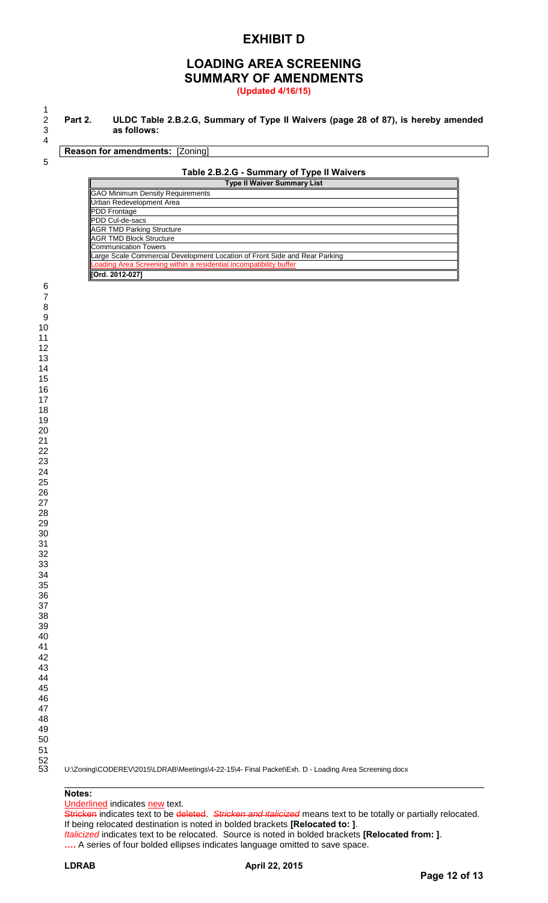# EXHIBIT D

## LOADING AREA SCREENING
## SUMMARY OF AMENDMENTS

**(Updated 4/16/15)**

**Part 2. ULDC Table 2.B.2.G, Summary of Type II Waivers (page 28 of 87), is hereby amended as follows:**

**Reason for amendments:** [Zoning]

**Table 2.B.2.G - Summary of Type II Waivers**

| Type II Waiver Summary List |
|---|
| GAO Minimum Density Requirements |
| Urban Redevelopment Area |
| PDD Frontage |
| PDD Cul-de-sacs |
| AGR TMD Parking Structure |
| AGR TMD Block Structure |
| Communication Towers |
| Large Scale Commercial Development Location of Front Side and Rear Parking |
| Loading Area Screening within a residential incompatibility buffer |
| [Ord. 2012-027] |

U:\Zoning\CODEREV\2015\LDRAB\Meetings\4-22-15\4- Final Packet\Exh. D - Loading Area Screening.docx

**Notes:**

Underlined indicates new text.

Stricken indicates text to be deleted. *Stricken and italicized* means text to be totally or partially relocated. If being relocated destination is noted in bolded brackets **[Relocated to: ]**.

*Italicized* indicates text to be relocated. Source is noted in bolded brackets **[Relocated from: ]**.

**….** A series of four bolded ellipses indicates language omitted to save space.

**LDRAB** **April 22, 2015**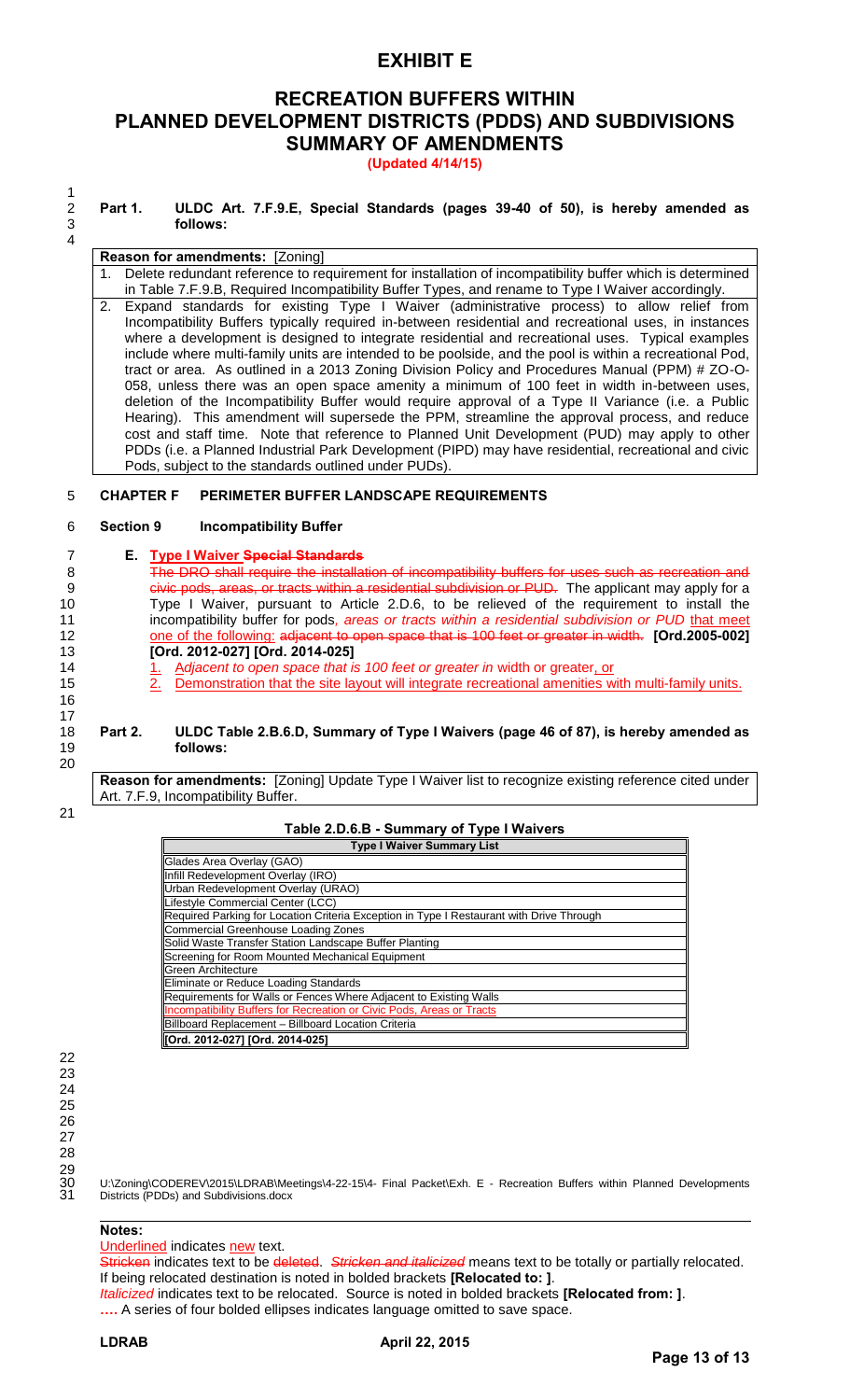# EXHIBIT E

## RECREATION BUFFERS WITHIN PLANNED DEVELOPMENT DISTRICTS (PDDS) AND SUBDIVISIONS SUMMARY OF AMENDMENTS

**(Updated 4/14/15)**

**Part 1. ULDC Art. 7.F.9.E, Special Standards (pages 39-40 of 50), is hereby amended as follows:**

| **Reason for amendments:** [Zoning] |
|---|
| 1. Delete redundant reference to requirement for installation of incompatibility buffer which is determined in Table 7.F.9.B, Required Incompatibility Buffer Types, and rename to Type I Waiver accordingly. |
| 2. Expand standards for existing Type I Waiver (administrative process) to allow relief from Incompatibility Buffers typically required in-between residential and recreational uses, in instances where a development is designed to integrate residential and recreational uses. Typical examples include where multi-family units are intended to be poolside, and the pool is within a recreational Pod, tract or area. As outlined in a 2013 Zoning Division Policy and Procedures Manual (PPM) # ZO-O-058, unless there was an open space amenity a minimum of 100 feet in width in-between uses, deletion of the Incompatibility Buffer would require approval of a Type II Variance (i.e. a Public Hearing). This amendment will supersede the PPM, streamline the approval process, and reduce cost and staff time. Note that reference to Planned Unit Development (PUD) may apply to other PDDs (i.e. a Planned Industrial Park Development (PIPD) may have residential, recreational and civic Pods, subject to the standards outlined under PUDs). |

**CHAPTER F PERIMETER BUFFER LANDSCAPE REQUIREMENTS**

**Section 9 Incompatibility Buffer**

**E. Type I Waiver ~~Special Standards~~**

~~The DRO shall require the installation of incompatibility buffers for uses such as recreation and civic pods, areas, or tracts within a residential subdivision or PUD.~~ The applicant may apply for a Type I Waiver, pursuant to Article 2.D.6, to be relieved of the requirement to install the incompatibility buffer for pods*, areas or tracts within a residential subdivision or PUD* that meet one of the following: ~~adjacent to open space that is 100 feet or greater in width.~~ **[Ord.2005-002] [Ord. 2012-027] [Ord. 2014-025]**

1. *Adjacent to open space that is 100 feet or greater in* width or greater, or
2. Demonstration that the site layout will integrate recreational amenities with multi-family units.

**Part 2. ULDC Table 2.B.6.D, Summary of Type I Waivers (page 46 of 87), is hereby amended as follows:**

| **Reason for amendments:** [Zoning] Update Type I Waiver list to recognize existing reference cited under Art. 7.F.9, Incompatibility Buffer. |
|---|

**Table 2.D.6.B - Summary of Type I Waivers**

| **Type I Waiver Summary List** |
|---|
| Glades Area Overlay (GAO) |
| Infill Redevelopment Overlay (IRO) |
| Urban Redevelopment Overlay (URAO) |
| Lifestyle Commercial Center (LCC) |
| Required Parking for Location Criteria Exception in Type I Restaurant with Drive Through |
| Commercial Greenhouse Loading Zones |
| Solid Waste Transfer Station Landscape Buffer Planting |
| Screening for Room Mounted Mechanical Equipment |
| Green Architecture |
| Eliminate or Reduce Loading Standards |
| Requirements for Walls or Fences Where Adjacent to Existing Walls |
| Incompatibility Buffers for Recreation or Civic Pods, Areas or Tracts |
| Billboard Replacement – Billboard Location Criteria |
| **[Ord. 2012-027] [Ord. 2014-025]** |

U:\Zoning\CODEREV\2015\LDRAB\Meetings\4-22-15\4- Final Packet\Exh. E - Recreation Buffers within Planned Developments Districts (PDDs) and Subdivisions.docx

**Notes:**

Underlined indicates new text.
~~Stricken~~ indicates text to be deleted. ~~*Stricken and italicized*~~ means text to be totally or partially relocated. If being relocated destination is noted in bolded brackets **[Relocated to: ]**.
*Italicized* indicates text to be relocated. Source is noted in bolded brackets **[Relocated from: ]**.
**….** A series of four bolded ellipses indicates language omitted to save space.

**LDRAB** **April 22, 2015**